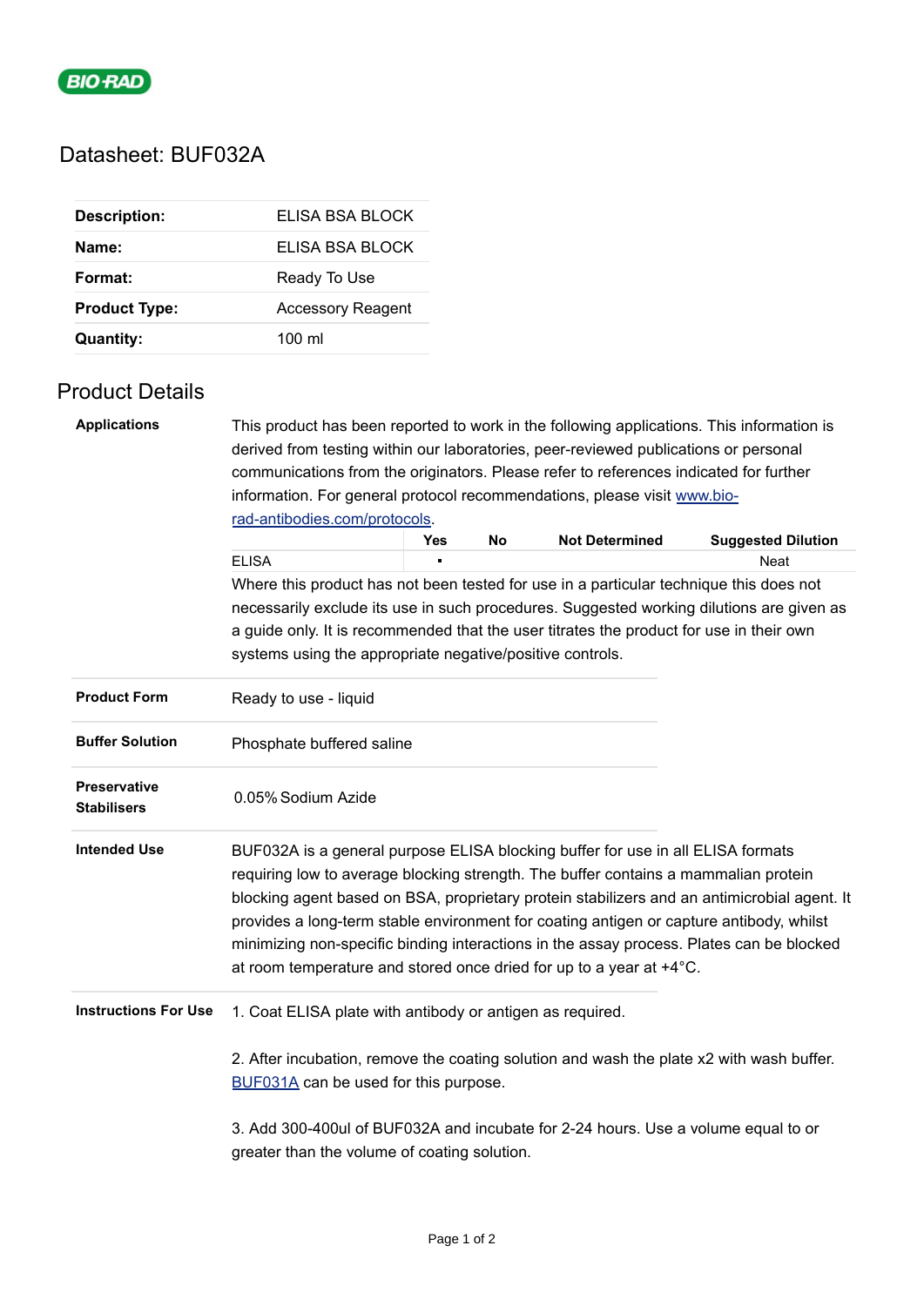# Datasheet: BUF032A

| | |
|---|---|
| **Description:** | ELISA BSA BLOCK |
| **Name:** | ELISA BSA BLOCK |
| **Format:** | Ready To Use |
| **Product Type:** | Accessory Reagent |
| **Quantity:** | 100 ml |

## Product Details

**Applications**

This product has been reported to work in the following applications. This information is derived from testing within our laboratories, peer-reviewed publications or personal communications from the originators. Please refer to references indicated for further information. For general protocol recommendations, please visit [www.bio-rad-antibodies.com/protocols](www.bio-rad-antibodies.com/protocols).

| | Yes | No | Not Determined | Suggested Dilution |
|---|---|---|---|---|
| ELISA | ▪ | | | Neat |

Where this product has not been tested for use in a particular technique this does not necessarily exclude its use in such procedures. Suggested working dilutions are given as a guide only. It is recommended that the user titrates the product for use in their own systems using the appropriate negative/positive controls.

**Product Form**

Ready to use - liquid

**Buffer Solution**

Phosphate buffered saline

**Preservative Stabilisers**

0.05% Sodium Azide

**Intended Use**

BUF032A is a general purpose ELISA blocking buffer for use in all ELISA formats requiring low to average blocking strength. The buffer contains a mammalian protein blocking agent based on BSA, proprietary protein stabilizers and an antimicrobial agent. It provides a long-term stable environment for coating antigen or capture antibody, whilst minimizing non-specific binding interactions in the assay process. Plates can be blocked at room temperature and stored once dried for up to a year at +4°C.

**Instructions For Use**

1. Coat ELISA plate with antibody or antigen as required.

2. After incubation, remove the coating solution and wash the plate x2 with wash buffer. BUF031A can be used for this purpose.

3. Add 300-400ul of BUF032A and incubate for 2-24 hours. Use a volume equal to or greater than the volume of coating solution.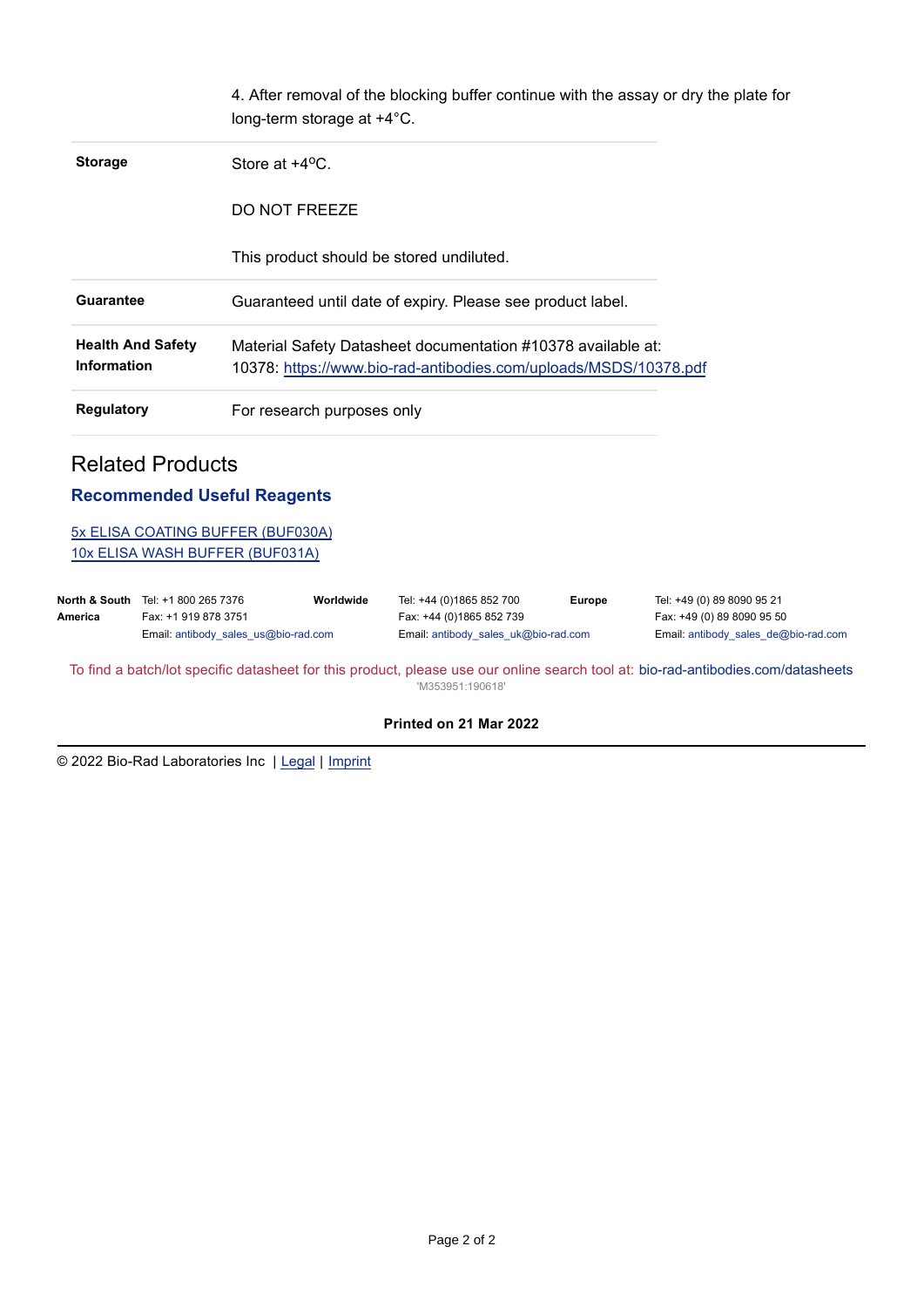4. After removal of the blocking buffer continue with the assay or dry the plate for long-term storage at +4°C.

| | |
|---|---|
| **Storage** | Store at +4ºC.<br><br>DO NOT FREEZE<br><br>This product should be stored undiluted. |
| **Guarantee** | Guaranteed until date of expiry. Please see product label. |
| **Health And Safety Information** | Material Safety Datasheet documentation #10378 available at:<br>10378: https://www.bio-rad-antibodies.com/uploads/MSDS/10378.pdf |
| **Regulatory** | For research purposes only |

## Related Products

### Recommended Useful Reagents

5x ELISA COATING BUFFER (BUF030A)
10x ELISA WASH BUFFER (BUF031A)

| | | | | | |
|---|---|---|---|---|---|
| **North & South America** | Tel: +1 800 265 7376<br>Fax: +1 919 878 3751<br>Email: antibody_sales_us@bio-rad.com | **Worldwide** | Tel: +44 (0)1865 852 700<br>Fax: +44 (0)1865 852 739<br>Email: antibody_sales_uk@bio-rad.com | **Europe** | Tel: +49 (0) 89 8090 95 21<br>Fax: +49 (0) 89 8090 95 50<br>Email: antibody_sales_de@bio-rad.com |

To find a batch/lot specific datasheet for this product, please use our online search tool at: bio-rad-antibodies.com/datasheets

'M353951:190618'

**Printed on 21 Mar 2022**

© 2022 Bio-Rad Laboratories Inc | Legal | Imprint